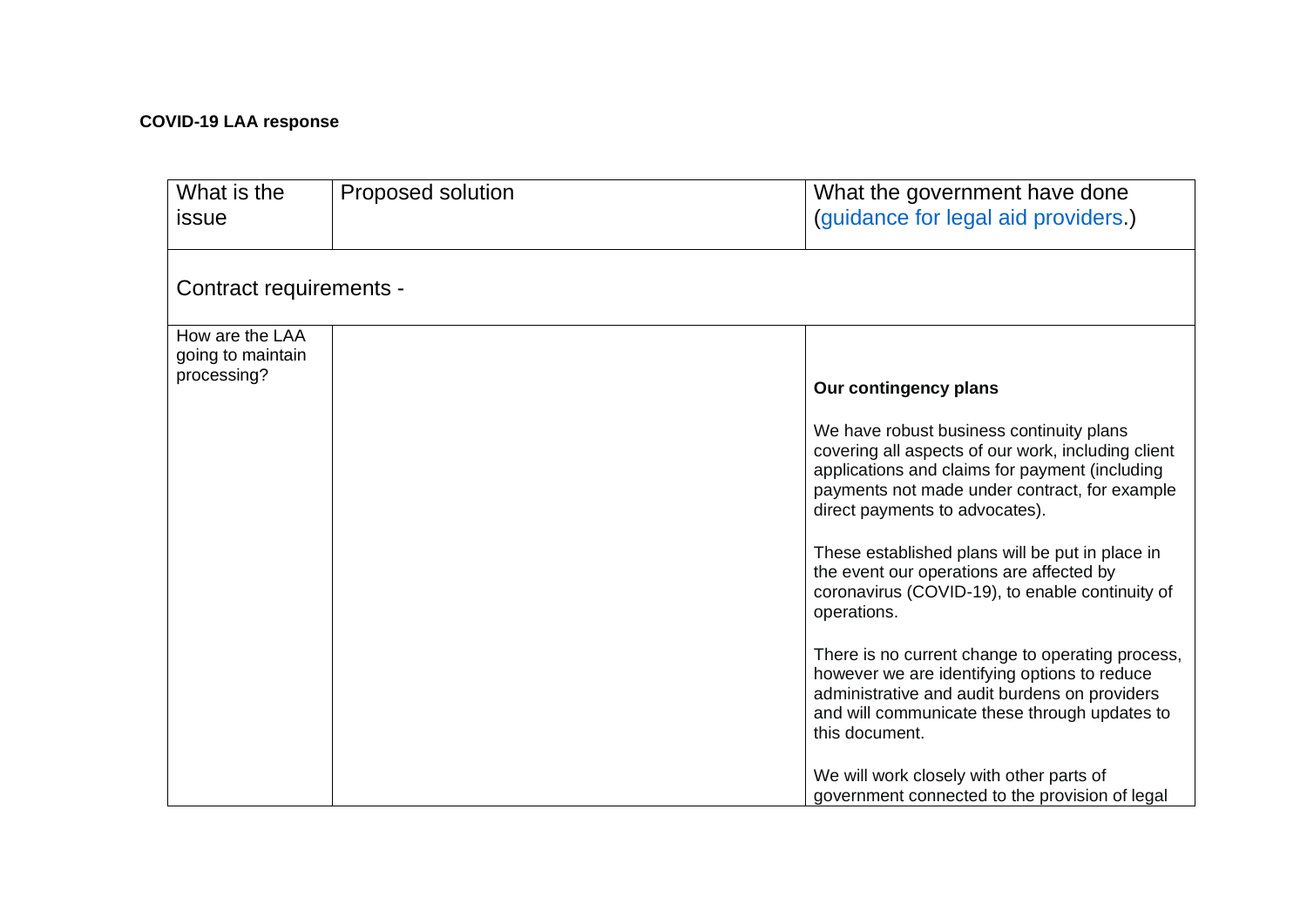**COVID-19 LAA response**

| What is the issue | Proposed solution | What the government have done ([guidance for legal aid providers](#).) |
| --- | --- | --- |
| Contract requirements - | | |
| How are the LAA going to maintain processing? | | **Our contingency plans**<br><br>We have robust business continuity plans covering all aspects of our work, including client applications and claims for payment (including payments not made under contract, for example direct payments to advocates).<br><br>These established plans will be put in place in the event our operations are affected by coronavirus (COVID-19), to enable continuity of operations.<br><br>There is no current change to operating process, however we are identifying options to reduce administrative and audit burdens on providers and will communicate these through updates to this document.<br><br>We will work closely with other parts of government connected to the provision of legal |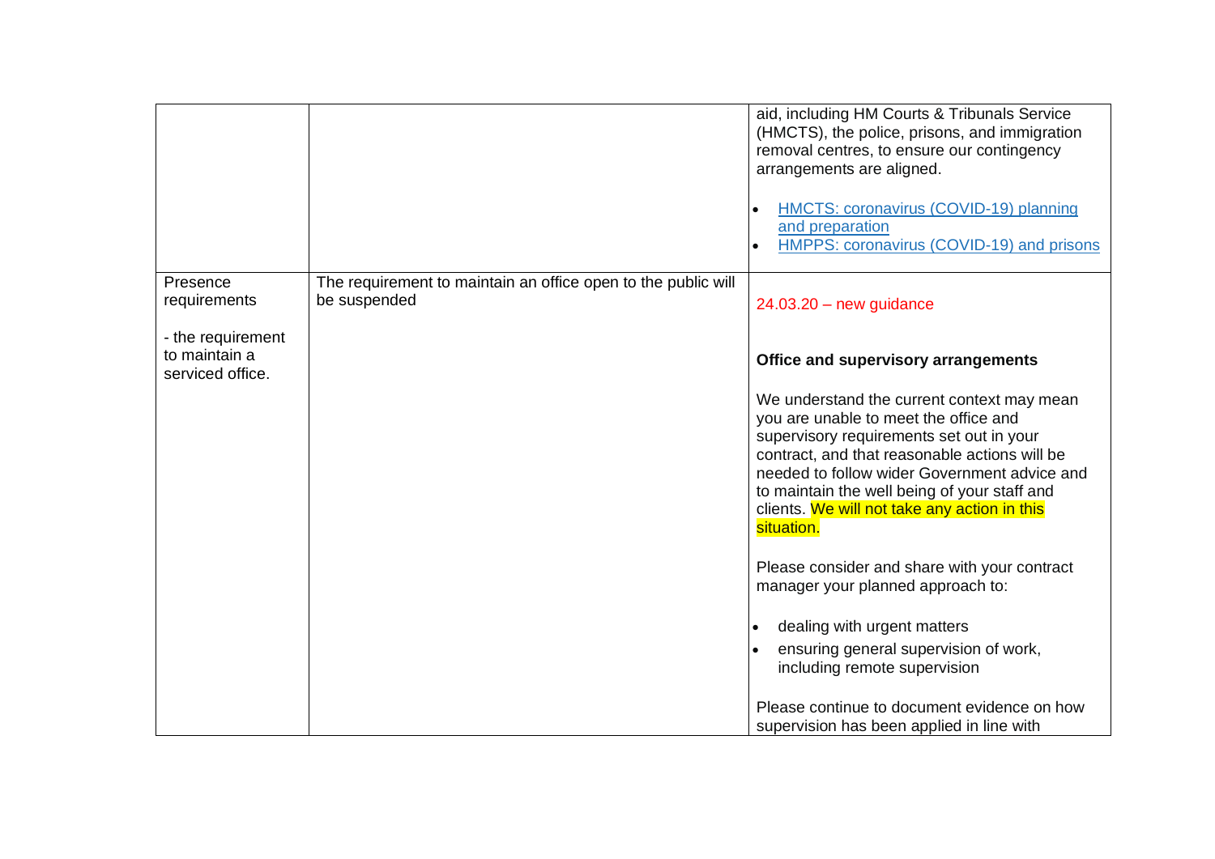| | | |
|---|---|---|
| | | aid, including HM Courts & Tribunals Service (HMCTS), the police, prisons, and immigration removal centres, to ensure our contingency arrangements are aligned.<br><br>• HMCTS: coronavirus (COVID-19) planning and preparation<br>• HMPPS: coronavirus (COVID-19) and prisons |
| Presence requirements<br><br>- the requirement to maintain a serviced office. | The requirement to maintain an office open to the public will be suspended | 24.03.20 – new guidance<br><br>**Office and supervisory arrangements**<br><br>We understand the current context may mean you are unable to meet the office and supervisory requirements set out in your contract, and that reasonable actions will be needed to follow wider Government advice and to maintain the well being of your staff and clients. We will not take any action in this situation.<br><br>Please consider and share with your contract manager your planned approach to:<br><br>• dealing with urgent matters<br>• ensuring general supervision of work, including remote supervision<br><br>Please continue to document evidence on how supervision has been applied in line with |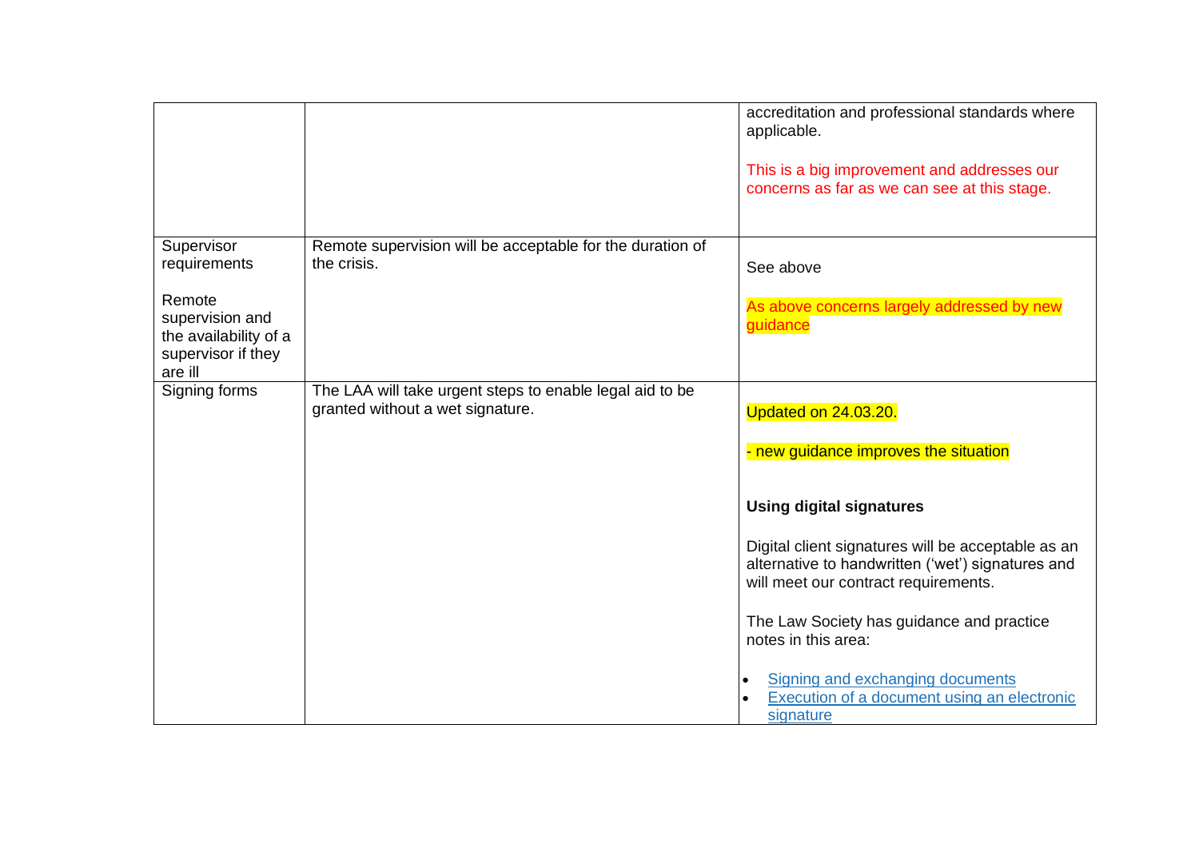| | | |
|---|---|---|
| | | accreditation and professional standards where applicable.<br><br>This is a big improvement and addresses our concerns as far as we can see at this stage. |
| Supervisor requirements<br><br>Remote supervision and the availability of a supervisor if they are ill | Remote supervision will be acceptable for the duration of the crisis. | See above<br><br>As above concerns largely addressed by new guidance |
| Signing forms | The LAA will take urgent steps to enable legal aid to be granted without a wet signature. | Updated on 24.03.20.<br><br>- new guidance improves the situation<br><br>**Using digital signatures**<br><br>Digital client signatures will be acceptable as an alternative to handwritten ('wet') signatures and will meet our contract requirements.<br><br>The Law Society has guidance and practice notes in this area:<br><br>• Signing and exchanging documents<br>• Execution of a document using an electronic signature |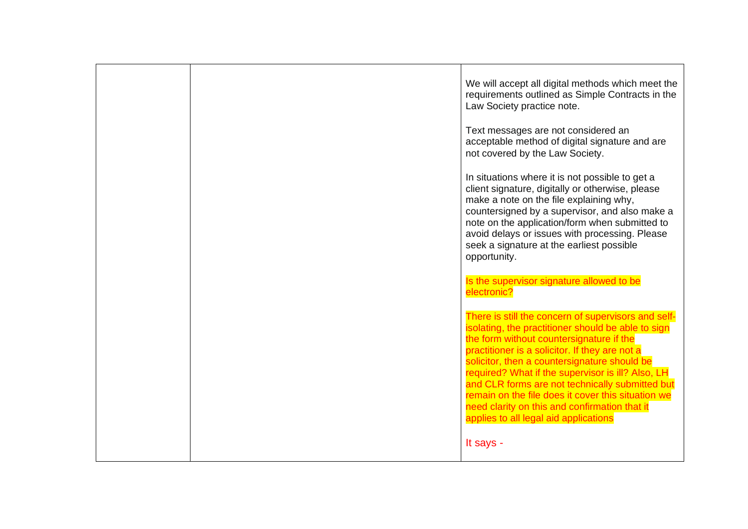| | | |
|---|---|---|
| | | We will accept all digital methods which meet the requirements outlined as Simple Contracts in the Law Society practice note.<br><br>Text messages are not considered an acceptable method of digital signature and are not covered by the Law Society.<br><br>In situations where it is not possible to get a client signature, digitally or otherwise, please make a note on the file explaining why, countersigned by a supervisor, and also make a note on the application/form when submitted to avoid delays or issues with processing. Please seek a signature at the earliest possible opportunity.<br><br>Is the supervisor signature allowed to be electronic?<br><br>There is still the concern of supervisors and self-isolating, the practitioner should be able to sign the form without countersignature if the practitioner is a solicitor. If they are not a solicitor, then a countersignature should be required? What if the supervisor is ill? Also, LH and CLR forms are not technically submitted but remain on the file does it cover this situation we need clarity on this and confirmation that it applies to all legal aid applications<br><br>It says - |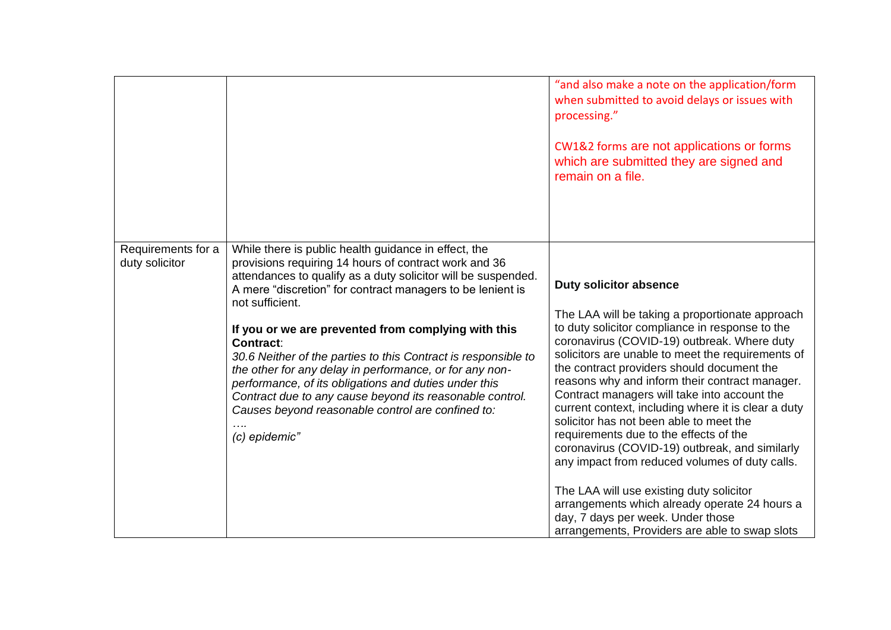| | | |
|---|---|---|
| | | "and also make a note on the application/form when submitted to avoid delays or issues with processing."<br><br>CW1&2 forms are not applications or forms which are submitted they are signed and remain on a file. |
| Requirements for a duty solicitor | While there is public health guidance in effect, the provisions requiring 14 hours of contract work and 36 attendances to qualify as a duty solicitor will be suspended. A mere "discretion" for contract managers to be lenient is not sufficient.<br><br>**If you or we are prevented from complying with this Contract**:<br>*30.6 Neither of the parties to this Contract is responsible to the other for any delay in performance, or for any non-performance, of its obligations and duties under this Contract due to any cause beyond its reasonable control. Causes beyond reasonable control are confined to:*<br>*….*<br>*(c) epidemic"* | **Duty solicitor absence**<br><br>The LAA will be taking a proportionate approach to duty solicitor compliance in response to the coronavirus (COVID-19) outbreak. Where duty solicitors are unable to meet the requirements of the contract providers should document the reasons why and inform their contract manager. Contract managers will take into account the current context, including where it is clear a duty solicitor has not been able to meet the requirements due to the effects of the coronavirus (COVID-19) outbreak, and similarly any impact from reduced volumes of duty calls.<br><br>The LAA will use existing duty solicitor arrangements which already operate 24 hours a day, 7 days per week. Under those arrangements, Providers are able to swap slots |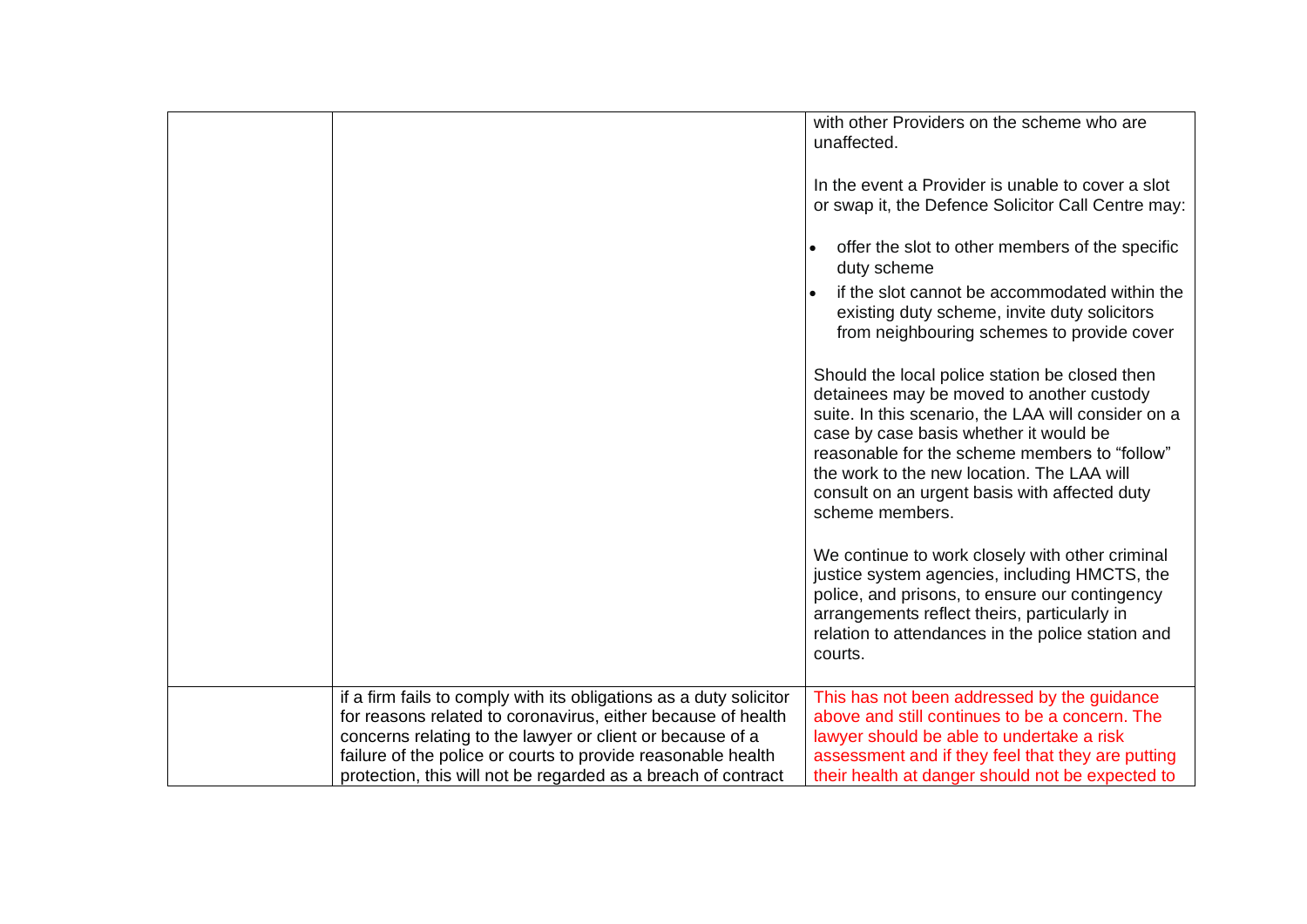|  |  |  |
|---|---|---|
|  |  | with other Providers on the scheme who are unaffected.<br><br>In the event a Provider is unable to cover a slot or swap it, the Defence Solicitor Call Centre may:<br><br>• offer the slot to other members of the specific duty scheme<br>• if the slot cannot be accommodated within the existing duty scheme, invite duty solicitors from neighbouring schemes to provide cover<br><br>Should the local police station be closed then detainees may be moved to another custody suite. In this scenario, the LAA will consider on a case by case basis whether it would be reasonable for the scheme members to "follow" the work to the new location. The LAA will consult on an urgent basis with affected duty scheme members.<br><br>We continue to work closely with other criminal justice system agencies, including HMCTS, the police, and prisons, to ensure our contingency arrangements reflect theirs, particularly in relation to attendances in the police station and courts. |
|  | if a firm fails to comply with its obligations as a duty solicitor for reasons related to coronavirus, either because of health concerns relating to the lawyer or client or because of a failure of the police or courts to provide reasonable health protection, this will not be regarded as a breach of contract | This has not been addressed by the guidance above and still continues to be a concern. The lawyer should be able to undertake a risk assessment and if they feel that they are putting their health at danger should not be expected to |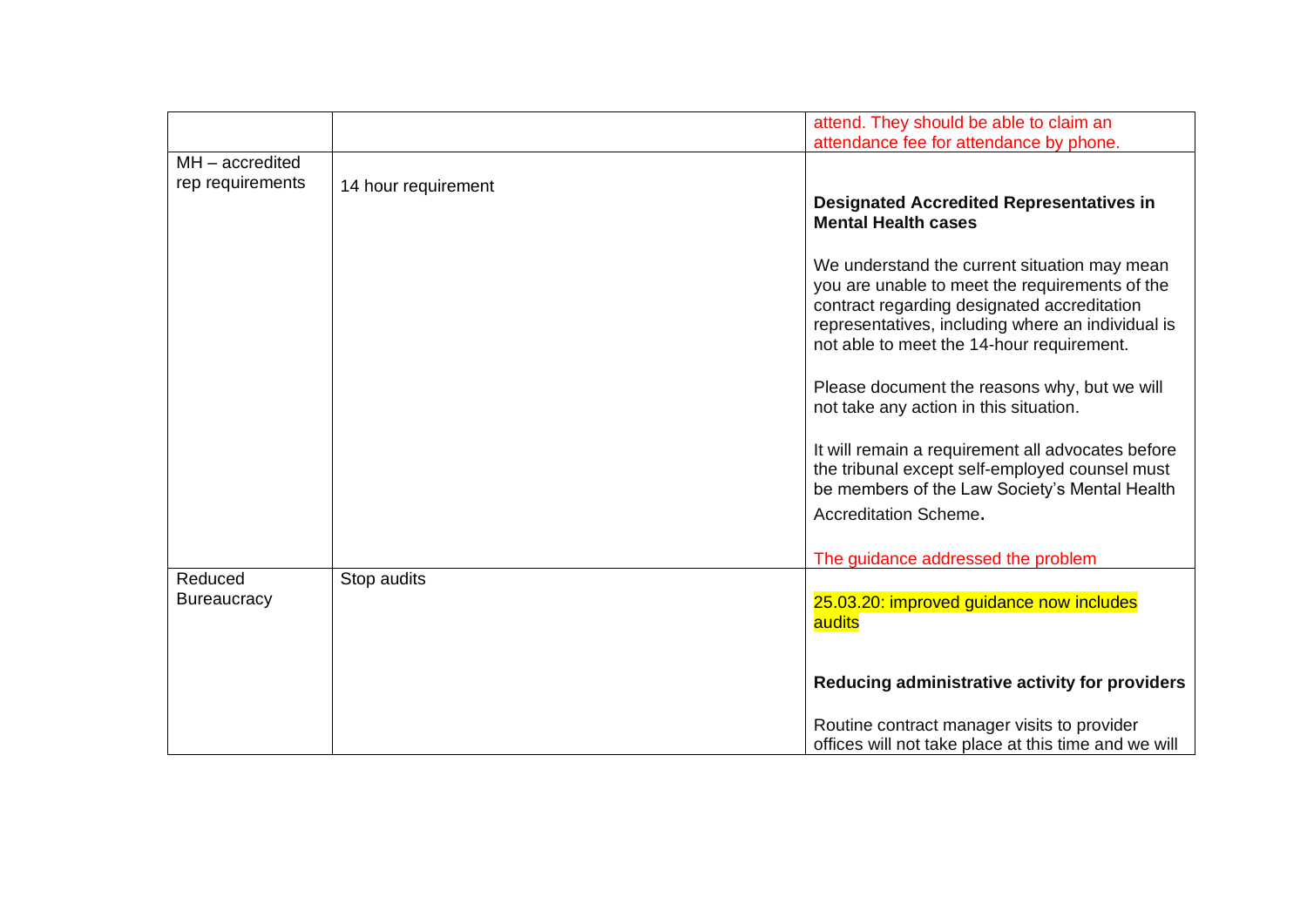|  |  |  |
| --- | --- | --- |
|  |  | attend. They should be able to claim an attendance fee for attendance by phone. |
| MH – accredited rep requirements | 14 hour requirement | **Designated Accredited Representatives in Mental Health cases**<br><br>We understand the current situation may mean you are unable to meet the requirements of the contract regarding designated accreditation representatives, including where an individual is not able to meet the 14-hour requirement.<br><br>Please document the reasons why, but we will not take any action in this situation.<br><br>It will remain a requirement all advocates before the tribunal except self-employed counsel must be members of the Law Society's Mental Health Accreditation Scheme.<br><br>The guidance addressed the problem |
| Reduced Bureaucracy | Stop audits | 25.03.20: improved guidance now includes audits<br><br>**Reducing administrative activity for providers**<br><br>Routine contract manager visits to provider offices will not take place at this time and we will |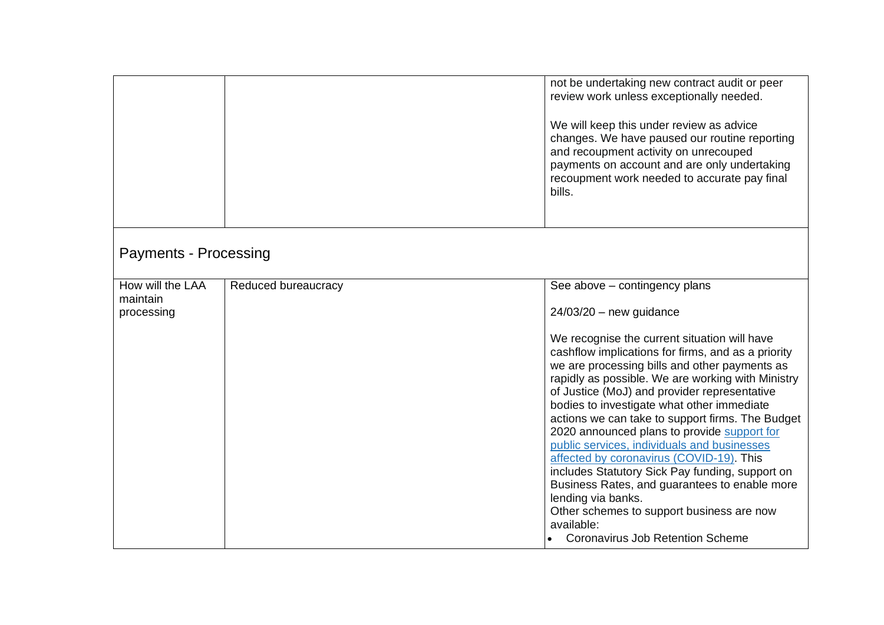| | | |
|---|---|---|
| | | not be undertaking new contract audit or peer review work unless exceptionally needed.<br><br>We will keep this under review as advice changes. We have paused our routine reporting and recoupment activity on unrecouped payments on account and are only undertaking recoupment work needed to accurate pay final bills. |

## Payments - Processing

| | | |
|---|---|---|
| How will the LAA maintain processing | Reduced bureaucracy | See above – contingency plans<br><br>24/03/20 – new guidance<br><br>We recognise the current situation will have cashflow implications for firms, and as a priority we are processing bills and other payments as rapidly as possible. We are working with Ministry of Justice (MoJ) and provider representative bodies to investigate what other immediate actions we can take to support firms. The Budget 2020 announced plans to provide [support for public services, individuals and businesses affected by coronavirus (COVID-19)](). This includes Statutory Sick Pay funding, support on Business Rates, and guarantees to enable more lending via banks.<br>Other schemes to support business are now available:<br>• Coronavirus Job Retention Scheme |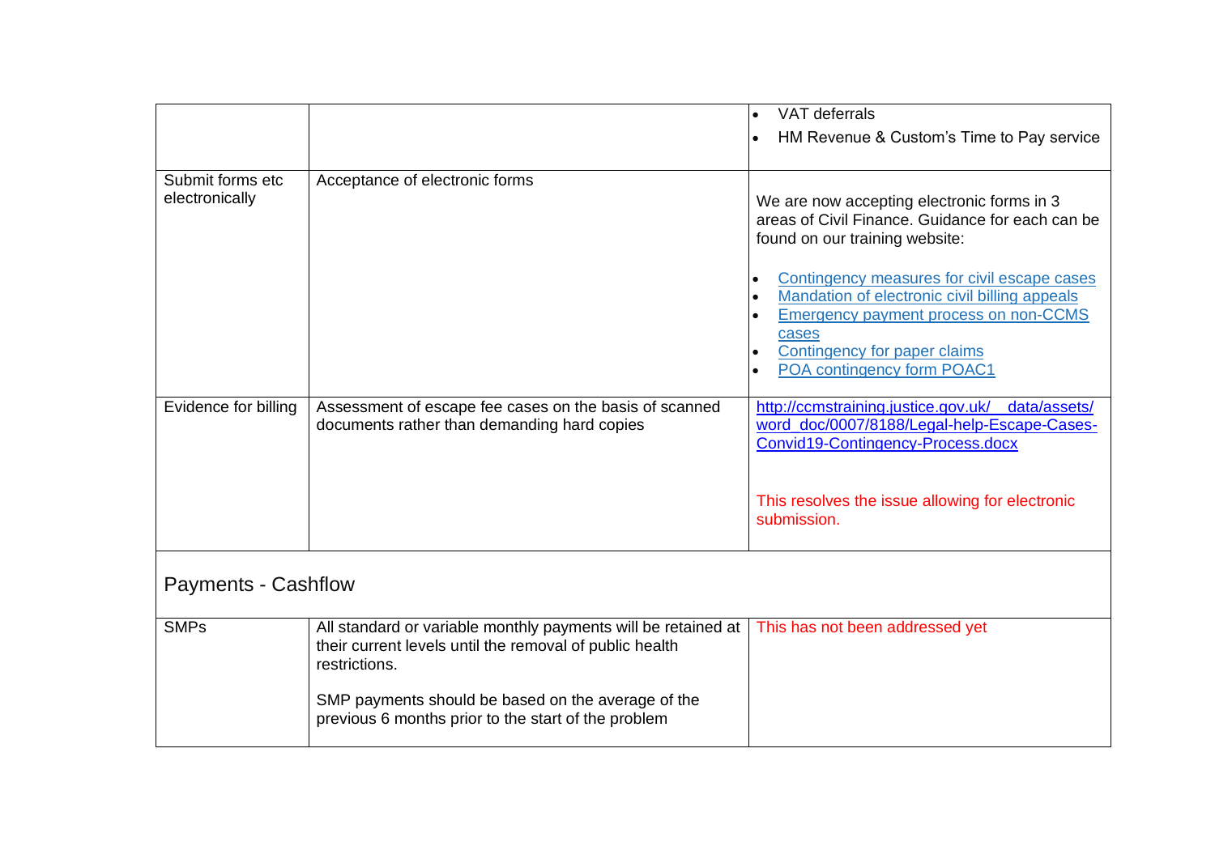| | | |
|---|---|---|
| | | • VAT deferrals<br>• HM Revenue & Custom's Time to Pay service |
| Submit forms etc electronically | Acceptance of electronic forms | We are now accepting electronic forms in 3 areas of Civil Finance. Guidance for each can be found on our training website:<br><br>• Contingency measures for civil escape cases<br>• Mandation of electronic civil billing appeals<br>• Emergency payment process on non-CCMS cases<br>• Contingency for paper claims<br>• POA contingency form POAC1 |
| Evidence for billing | Assessment of escape fee cases on the basis of scanned documents rather than demanding hard copies | http://ccmstraining.justice.gov.uk/__data/assets/word_doc/0007/8188/Legal-help-Escape-Cases-Convid19-Contingency-Process.docx<br><br>This resolves the issue allowing for electronic submission. |
| **Payments - Cashflow** | | |
| SMPs | All standard or variable monthly payments will be retained at their current levels until the removal of public health restrictions.<br><br>SMP payments should be based on the average of the previous 6 months prior to the start of the problem | This has not been addressed yet |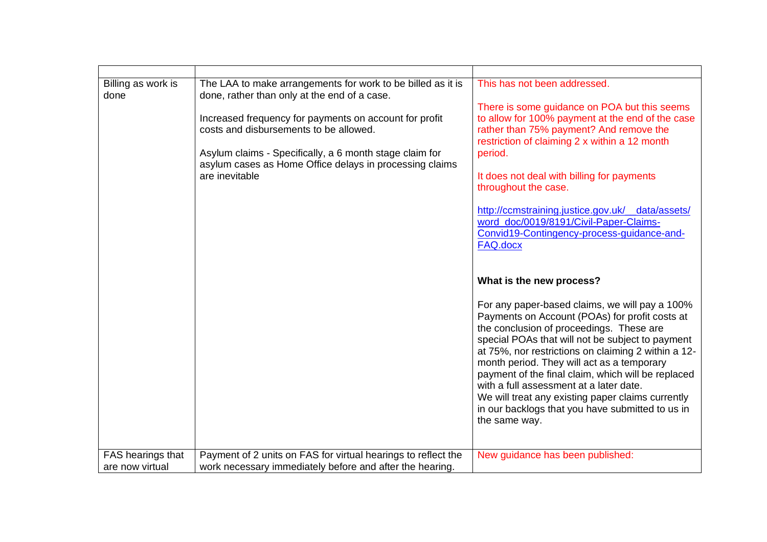| | | |
|---|---|---|
| Billing as work is done | The LAA to make arrangements for work to be billed as it is done, rather than only at the end of a case.<br><br>Increased frequency for payments on account for profit costs and disbursements to be allowed.<br><br>Asylum claims - Specifically, a 6 month stage claim for asylum cases as Home Office delays in processing claims are inevitable | This has not been addressed.<br><br>There is some guidance on POA but this seems to allow for 100% payment at the end of the case rather than 75% payment? And remove the restriction of claiming 2 x within a 12 month period.<br><br>It does not deal with billing for payments throughout the case.<br><br>http://ccmstraining.justice.gov.uk/__data/assets/word_doc/0019/8191/Civil-Paper-Claims-Convid19-Contingency-process-guidance-and-FAQ.docx<br><br>**What is the new process?**<br><br>For any paper-based claims, we will pay a 100% Payments on Account (POAs) for profit costs at the conclusion of proceedings. These are special POAs that will not be subject to payment at 75%, nor restrictions on claiming 2 within a 12-month period. They will act as a temporary payment of the final claim, which will be replaced with a full assessment at a later date.<br>We will treat any existing paper claims currently in our backlogs that you have submitted to us in the same way. |
| FAS hearings that are now virtual | Payment of 2 units on FAS for virtual hearings to reflect the work necessary immediately before and after the hearing. | New guidance has been published: |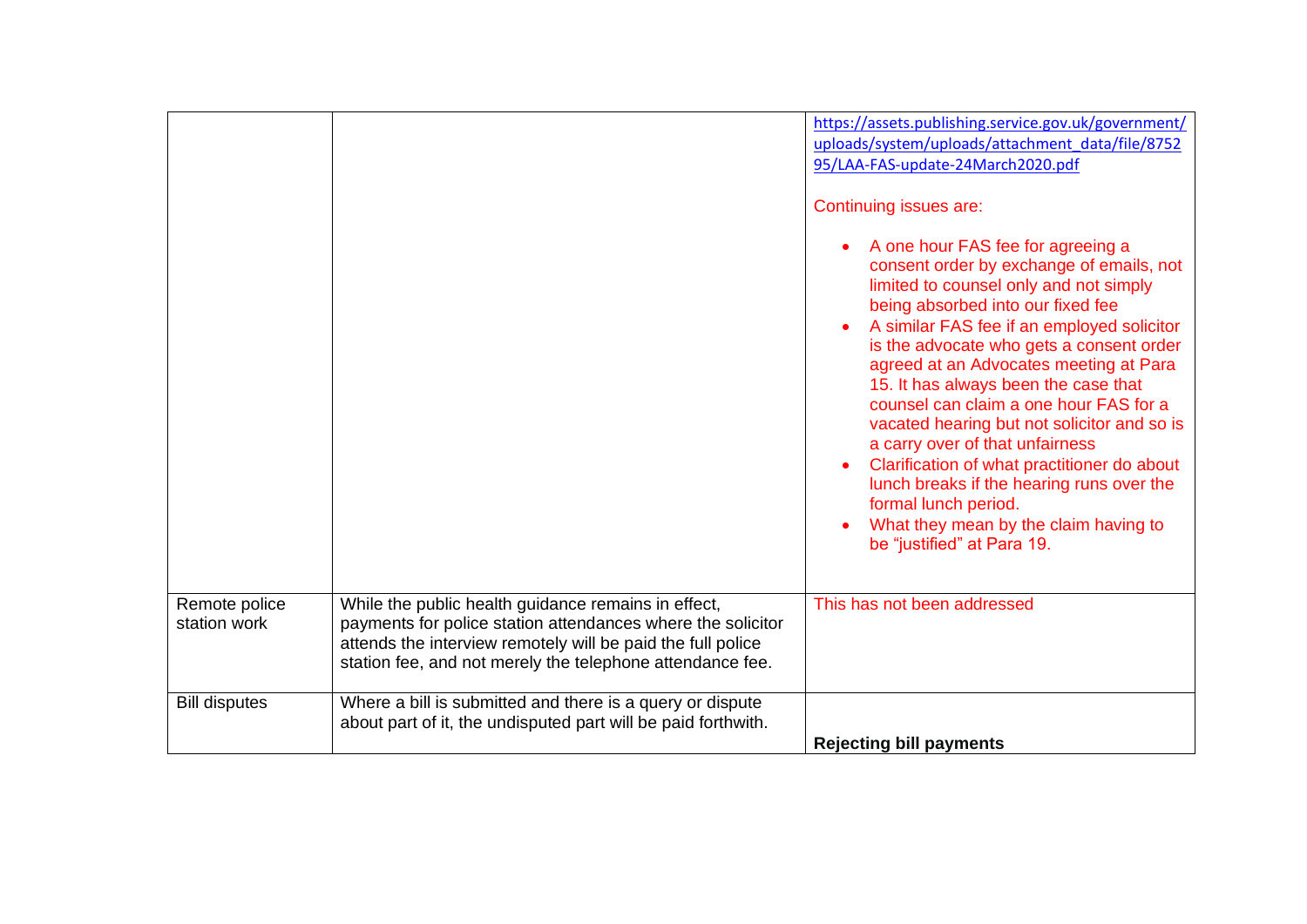| | | |
|---|---|---|
| | | https://assets.publishing.service.gov.uk/government/uploads/system/uploads/attachment_data/file/875295/LAA-FAS-update-24March2020.pdf<br><br>Continuing issues are:<br><br>• A one hour FAS fee for agreeing a consent order by exchange of emails, not limited to counsel only and not simply being absorbed into our fixed fee<br>• A similar FAS fee if an employed solicitor is the advocate who gets a consent order agreed at an Advocates meeting at Para 15. It has always been the case that counsel can claim a one hour FAS for a vacated hearing but not solicitor and so is a carry over of that unfairness<br>• Clarification of what practitioner do about lunch breaks if the hearing runs over the formal lunch period.<br>• What they mean by the claim having to be "justified" at Para 19. |
| Remote police station work | While the public health guidance remains in effect, payments for police station attendances where the solicitor attends the interview remotely will be paid the full police station fee, and not merely the telephone attendance fee. | This has not been addressed |
| Bill disputes | Where a bill is submitted and there is a query or dispute about part of it, the undisputed part will be paid forthwith. | **Rejecting bill payments** |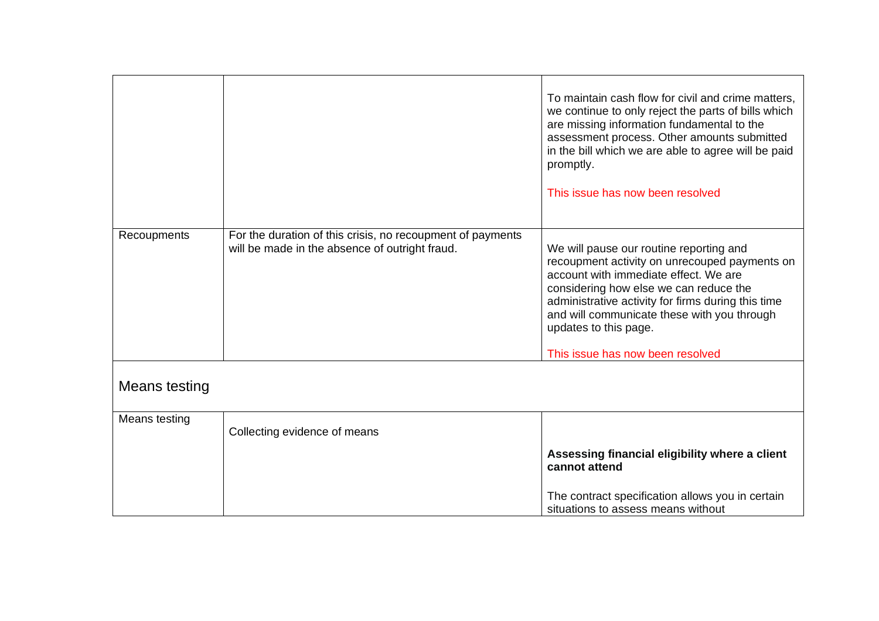| | | |
|---|---|---|
| | | To maintain cash flow for civil and crime matters, we continue to only reject the parts of bills which are missing information fundamental to the assessment process. Other amounts submitted in the bill which we are able to agree will be paid promptly.<br><br>This issue has now been resolved |
| Recoupments | For the duration of this crisis, no recoupment of payments will be made in the absence of outright fraud. | We will pause our routine reporting and recoupment activity on unrecouped payments on account with immediate effect. We are considering how else we can reduce the administrative activity for firms during this time and will communicate these with you through updates to this page.<br><br>This issue has now been resolved |
| **Means testing** | | |
| Means testing | Collecting evidence of means | **Assessing financial eligibility where a client cannot attend**<br><br>The contract specification allows you in certain situations to assess means without |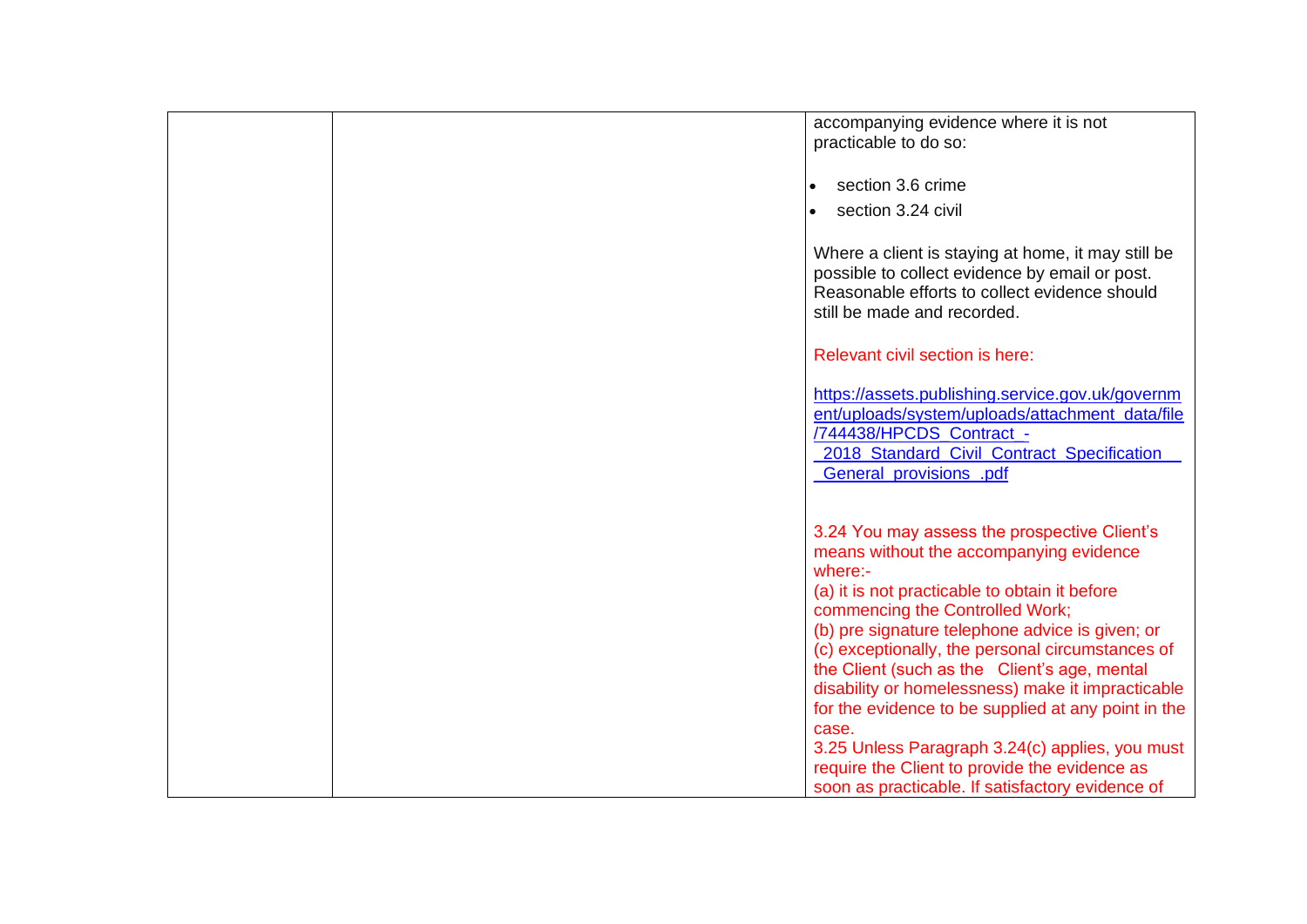| | | accompanying evidence where it is not practicable to do so:<br><br>• section 3.6 crime<br>• section 3.24 civil<br><br>Where a client is staying at home, it may still be possible to collect evidence by email or post. Reasonable efforts to collect evidence should still be made and recorded.<br><br>Relevant civil section is here:<br><br>[https://assets.publishing.service.gov.uk/government/uploads/system/uploads/attachment_data/file/744438/HPCDS_Contract_-_2018_Standard_Civil_Contract_Specification__General_provisions_.pdf](https://assets.publishing.service.gov.uk/government/uploads/system/uploads/attachment_data/file/744438/HPCDS_Contract_-_2018_Standard_Civil_Contract_Specification__General_provisions_.pdf)<br><br>3.24 You may assess the prospective Client's means without the accompanying evidence where:-<br>(a) it is not practicable to obtain it before commencing the Controlled Work;<br>(b) pre signature telephone advice is given; or<br>(c) exceptionally, the personal circumstances of the Client (such as the Client's age, mental disability or homelessness) make it impracticable for the evidence to be supplied at any point in the case.<br>3.25 Unless Paragraph 3.24(c) applies, you must require the Client to provide the evidence as soon as practicable. If satisfactory evidence of |
|---|---|---|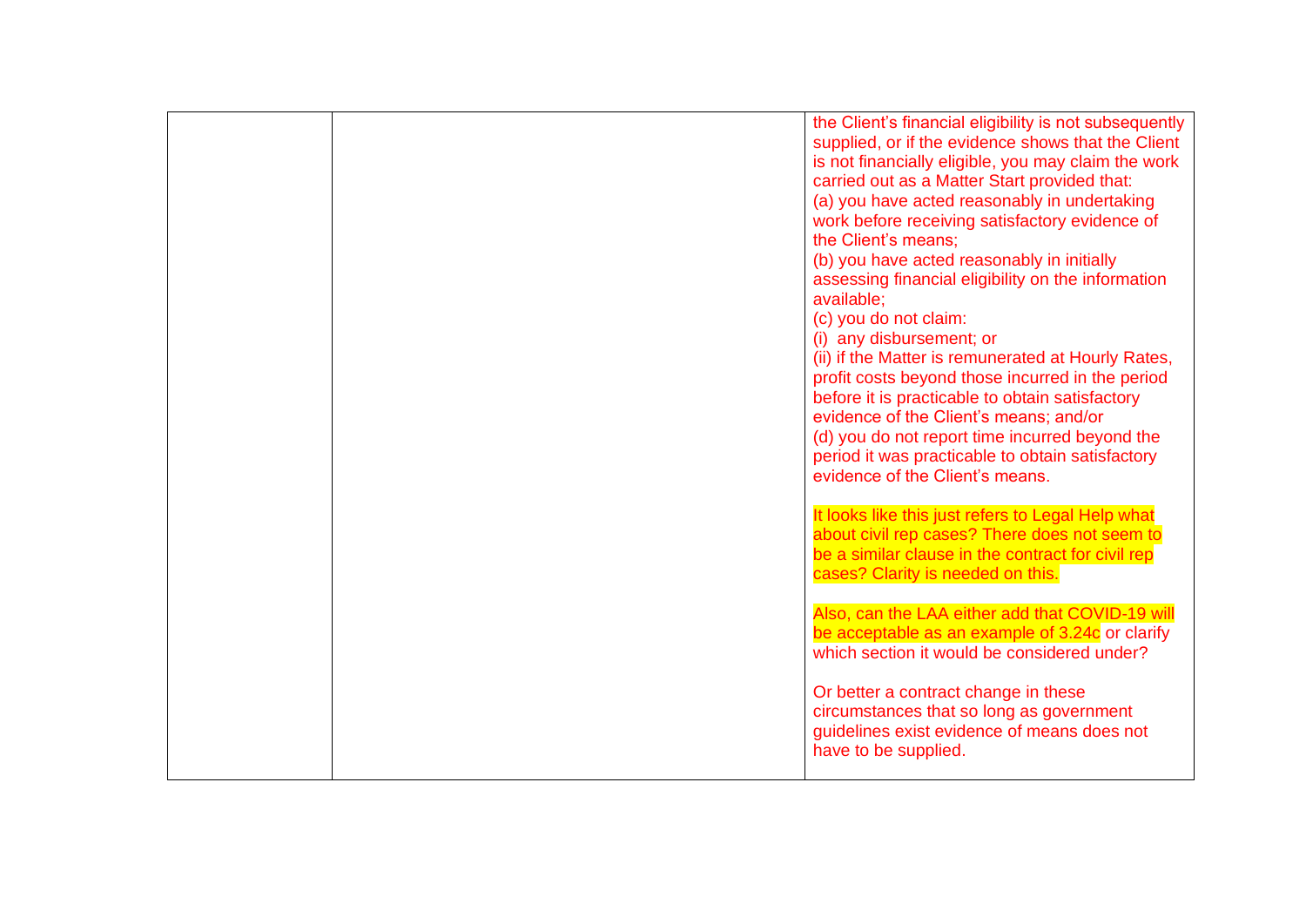|  |  |  |
|---|---|---|
|  |  | the Client's financial eligibility is not subsequently supplied, or if the evidence shows that the Client is not financially eligible, you may claim the work carried out as a Matter Start provided that:<br>(a) you have acted reasonably in undertaking work before receiving satisfactory evidence of the Client's means;<br>(b) you have acted reasonably in initially assessing financial eligibility on the information available;<br>(c) you do not claim:<br>(i) any disbursement; or<br>(ii) if the Matter is remunerated at Hourly Rates, profit costs beyond those incurred in the period before it is practicable to obtain satisfactory evidence of the Client's means; and/or<br>(d) you do not report time incurred beyond the period it was practicable to obtain satisfactory evidence of the Client's means.<br><br>It looks like this just refers to Legal Help what about civil rep cases? There does not seem to be a similar clause in the contract for civil rep cases? Clarity is needed on this.<br><br>Also, can the LAA either add that COVID-19 will be acceptable as an example of 3.24c or clarify which section it would be considered under?<br><br>Or better a contract change in these circumstances that so long as government guidelines exist evidence of means does not have to be supplied. |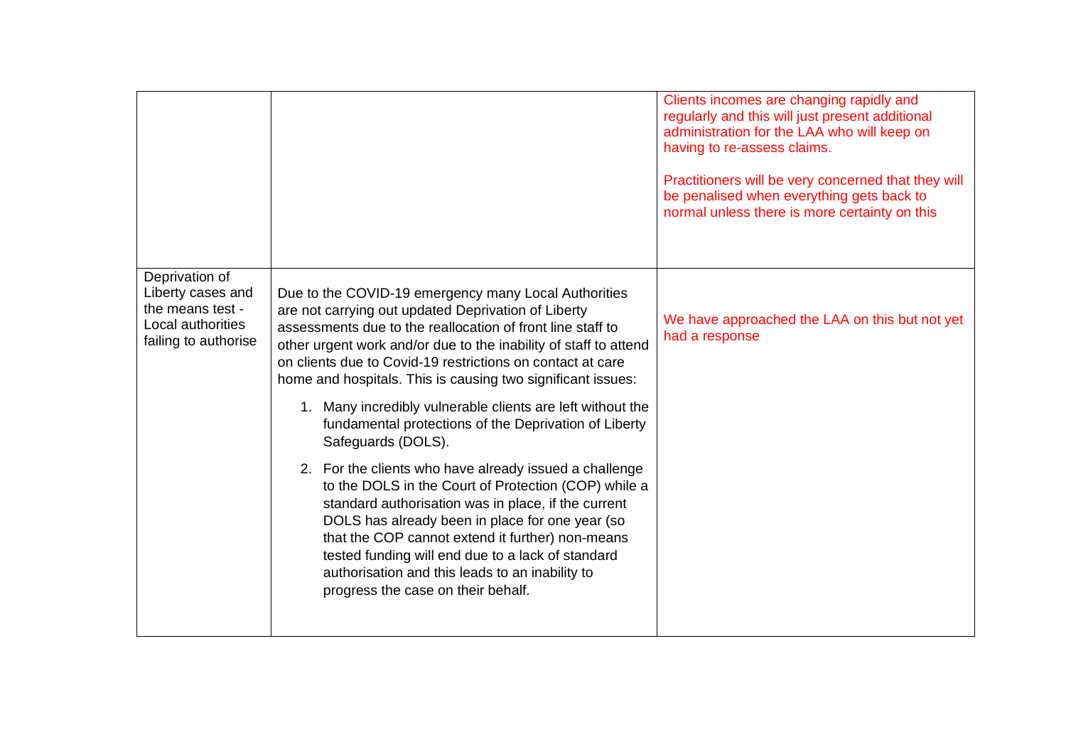| | | |
|---|---|---|
| | | Clients incomes are changing rapidly and regularly and this will just present additional administration for the LAA who will keep on having to re-assess claims.<br><br>Practitioners will be very concerned that they will be penalised when everything gets back to normal unless there is more certainty on this |
| Deprivation of Liberty cases and the means test - Local authorities failing to authorise | Due to the COVID-19 emergency many Local Authorities are not carrying out updated Deprivation of Liberty assessments due to the reallocation of front line staff to other urgent work and/or due to the inability of staff to attend on clients due to Covid-19 restrictions on contact at care home and hospitals. This is causing two significant issues:<br><br>1. Many incredibly vulnerable clients are left without the fundamental protections of the Deprivation of Liberty Safeguards (DOLS).<br><br>2. For the clients who have already issued a challenge to the DOLS in the Court of Protection (COP) while a standard authorisation was in place, if the current DOLS has already been in place for one year (so that the COP cannot extend it further) non-means tested funding will end due to a lack of standard authorisation and this leads to an inability to progress the case on their behalf. | We have approached the LAA on this but not yet had a response |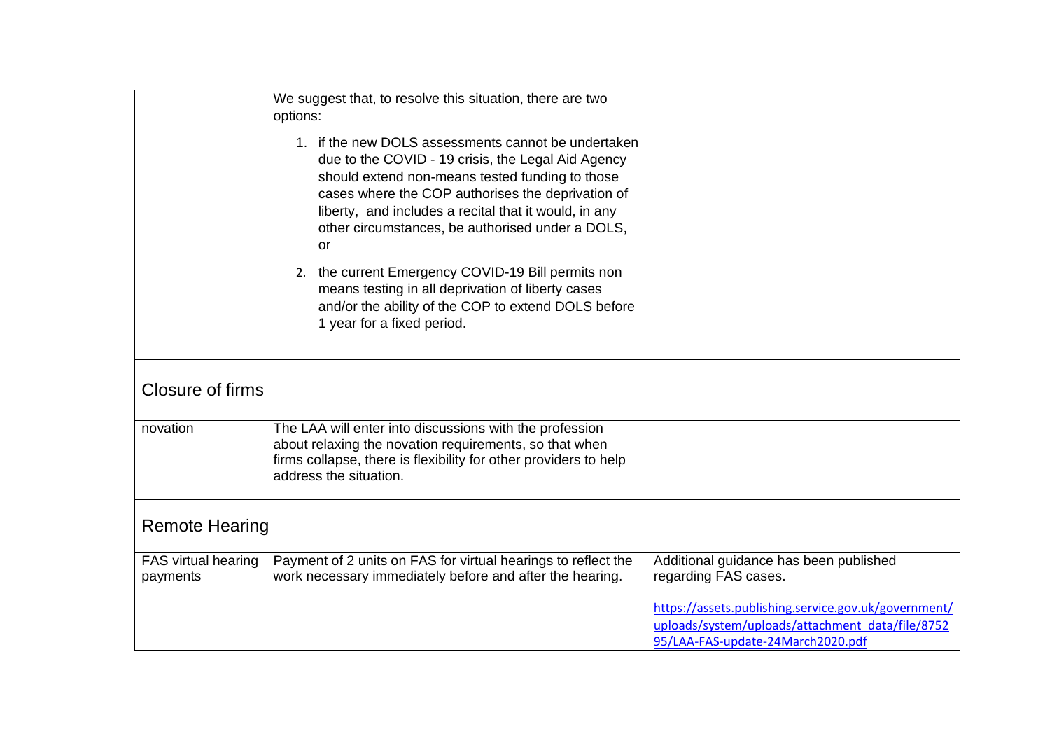| | | |
|---|---|---|
| | We suggest that, to resolve this situation, there are two options:<br><br>1. if the new DOLS assessments cannot be undertaken due to the COVID - 19 crisis, the Legal Aid Agency should extend non-means tested funding to those cases where the COP authorises the deprivation of liberty, and includes a recital that it would, in any other circumstances, be authorised under a DOLS, or<br><br>2. the current Emergency COVID-19 Bill permits non means testing in all deprivation of liberty cases and/or the ability of the COP to extend DOLS before 1 year for a fixed period. | |
| **Closure of firms** | | |
| novation | The LAA will enter into discussions with the profession about relaxing the novation requirements, so that when firms collapse, there is flexibility for other providers to help address the situation. | |
| **Remote Hearing** | | |
| FAS virtual hearing payments | Payment of 2 units on FAS for virtual hearings to reflect the work necessary immediately before and after the hearing. | Additional guidance has been published regarding FAS cases.<br><br>https://assets.publishing.service.gov.uk/government/uploads/system/uploads/attachment_data/file/875295/LAA-FAS-update-24March2020.pdf |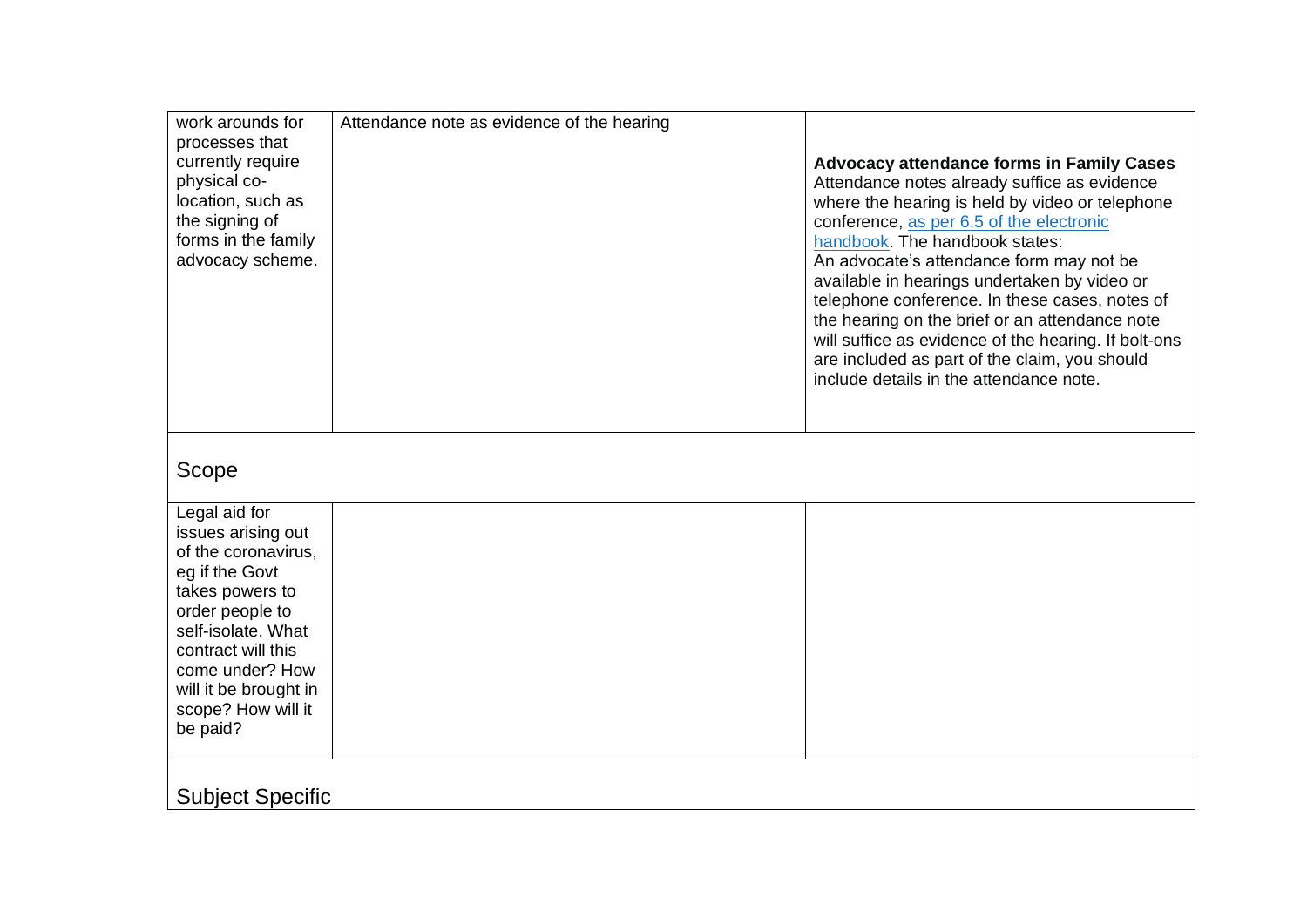| | | |
|---|---|---|
| work arounds for processes that currently require physical co-location, such as the signing of forms in the family advocacy scheme. | Attendance note as evidence of the hearing | **Advocacy attendance forms in Family Cases**<br>Attendance notes already suffice as evidence where the hearing is held by video or telephone conference, [as per 6.5 of the electronic handbook](). The handbook states:<br>An advocate's attendance form may not be available in hearings undertaken by video or telephone conference. In these cases, notes of the hearing on the brief or an attendance note will suffice as evidence of the hearing. If bolt-ons are included as part of the claim, you should include details in the attendance note. |
| **Scope** | | |
| Legal aid for issues arising out of the coronavirus, eg if the Govt takes powers to order people to self-isolate. What contract will this come under? How will it be brought in scope? How will it be paid? | | |
| **Subject Specific** | | |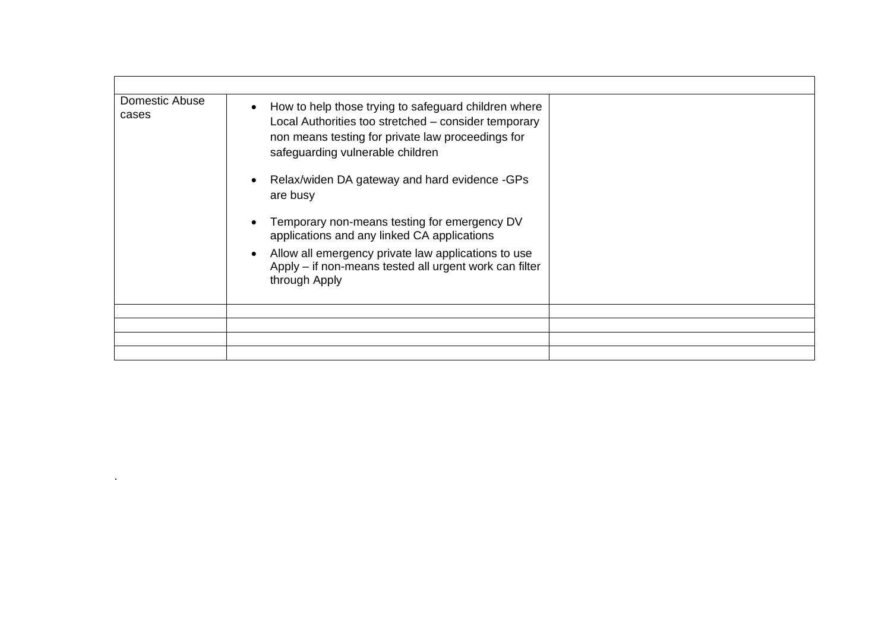| | | |
|---|---|---|
| | | |
| Domestic Abuse cases | • How to help those trying to safeguard children where Local Authorities too stretched – consider temporary non means testing for private law proceedings for safeguarding vulnerable children<br><br>• Relax/widen DA gateway and hard evidence -GPs are busy<br><br>• Temporary non-means testing for emergency DV applications and any linked CA applications<br>• Allow all emergency private law applications to use Apply – if non-means tested all urgent work can filter through Apply | |
| | | |
| | | |
| | | |
| | | |

.